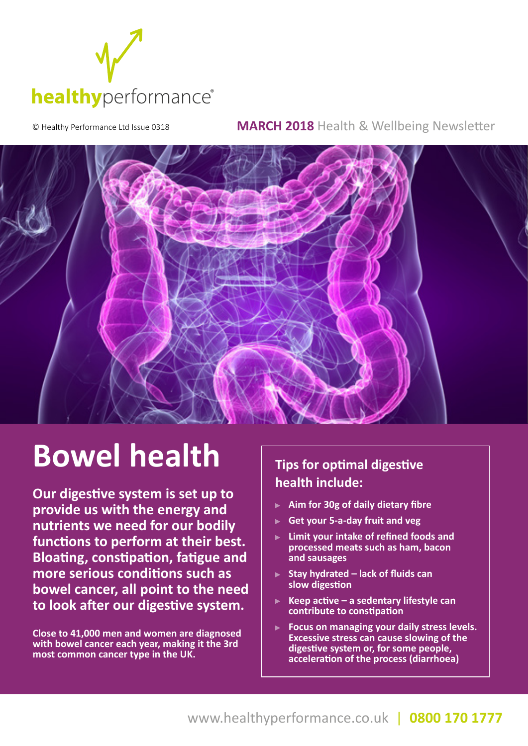healthyperformance®

© Healthy Performance Ltd Issue 0318

**MARCH 2018** Health & Wellbeing Newsletter

# Bowel health

**Our digestive system is set up to provide us with the energy and nutrients we need for our bodily functions to perform at their best. Bloating, constipation, fatigue and more serious conditions such as bowel cancer, all point to the need to look after our digestive system.**

**Close to 41,000 men and women are diagnosed with bowel cancer each year, making it the 3rd most common cancer type in the UK.**

## Tips for optimal digestive health include:

- Aim for 30g of daily dietary fibre
- Get your 5-a-day fruit and veg
- Limit your intake of refined foods and processed meats such as ham, bacon and sausages
- Stay hydrated – lack of fluids can slow digestion
- Keep active – a sedentary lifestyle can contribute to constipation
- Focus on managing your daily stress levels. Excessive stress can cause slowing of the digestive system or, for some people, acceleration of the process (diarrhoea)

www.healthyperformance.co.uk | **0800 170 1777**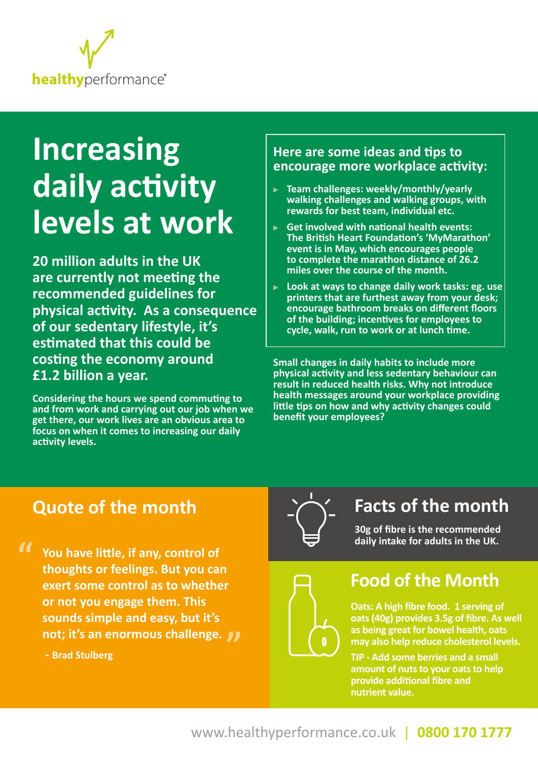healthyperformance®

# Increasing daily activity levels at work

**20 million adults in the UK are currently not meeting the recommended guidelines for physical activity. As a consequence of our sedentary lifestyle, it's estimated that this could be costing the economy around £1.2 billion a year.**

**Considering the hours we spend commuting to and from work and carrying out our job when we get there, our work lives are an obvious area to focus on when it comes to increasing our daily activity levels.**

### Here are some ideas and tips to encourage more workplace activity:

- **Team challenges: weekly/monthly/yearly walking challenges and walking groups, with rewards for best team, individual etc.**
- **Get involved with national health events: The British Heart Foundation's 'MyMarathon' event is in May, which encourages people to complete the marathon distance of 26.2 miles over the course of the month.**
- **Look at ways to change daily work tasks: eg. use printers that are furthest away from your desk; encourage bathroom breaks on different floors of the building; incentives for employees to cycle, walk, run to work or at lunch time.**

**Small changes in daily habits to include more physical activity and less sedentary behaviour can result in reduced health risks. Why not introduce health messages around your workplace providing little tips on how and why activity changes could benefit your employees?**

## Quote of the month

> **"You have little, if any, control of thoughts or feelings. But you can exert some control as to whether or not you engage them. This sounds simple and easy, but it's not; it's an enormous challenge."**
>
> **- Brad Stulberg**

## Facts of the month

**30g of fibre is the recommended daily intake for adults in the UK.**

## Food of the Month

**Oats: A high fibre food. 1 serving of oats (40g) provides 3.5g of fibre. As well as being great for bowel health, oats may also help reduce cholesterol levels.**

**TIP - Add some berries and a small amount of nuts to your oats to help provide additional fibre and nutrient value.**

www.healthyperformance.co.uk | **0800 170 1777**